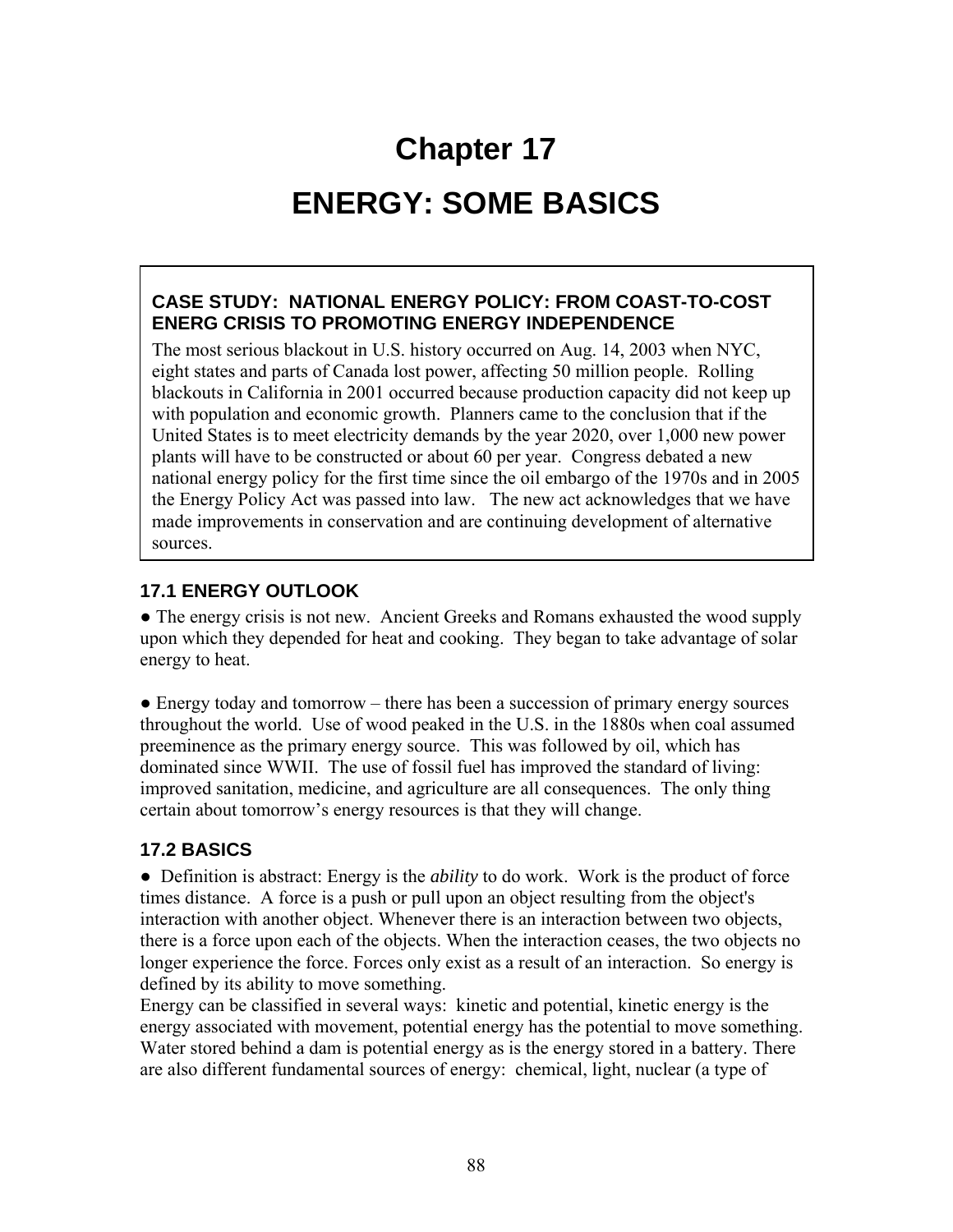# Chapter 17

# ENERGY: SOME BASICS

**CASE STUDY: NATIONAL ENERGY POLICY: FROM COAST-TO-COST ENERG CRISIS TO PROMOTING ENERGY INDEPENDENCE**

The most serious blackout in U.S. history occurred on Aug. 14, 2003 when NYC, eight states and parts of Canada lost power, affecting 50 million people. Rolling blackouts in California in 2001 occurred because production capacity did not keep up with population and economic growth. Planners came to the conclusion that if the United States is to meet electricity demands by the year 2020, over 1,000 new power plants will have to be constructed or about 60 per year. Congress debated a new national energy policy for the first time since the oil embargo of the 1970s and in 2005 the Energy Policy Act was passed into law. The new act acknowledges that we have made improvements in conservation and are continuing development of alternative sources.

## 17.1 ENERGY OUTLOOK

● The energy crisis is not new. Ancient Greeks and Romans exhausted the wood supply upon which they depended for heat and cooking. They began to take advantage of solar energy to heat.

● Energy today and tomorrow – there has been a succession of primary energy sources throughout the world. Use of wood peaked in the U.S. in the 1880s when coal assumed preeminence as the primary energy source. This was followed by oil, which has dominated since WWII. The use of fossil fuel has improved the standard of living: improved sanitation, medicine, and agriculture are all consequences. The only thing certain about tomorrow's energy resources is that they will change.

## 17.2 BASICS

● Definition is abstract: Energy is the *ability* to do work. Work is the product of force times distance. A force is a push or pull upon an object resulting from the object's interaction with another object. Whenever there is an interaction between two objects, there is a force upon each of the objects. When the interaction ceases, the two objects no longer experience the force. Forces only exist as a result of an interaction. So energy is defined by its ability to move something.

Energy can be classified in several ways: kinetic and potential, kinetic energy is the energy associated with movement, potential energy has the potential to move something. Water stored behind a dam is potential energy as is the energy stored in a battery. There are also different fundamental sources of energy: chemical, light, nuclear (a type of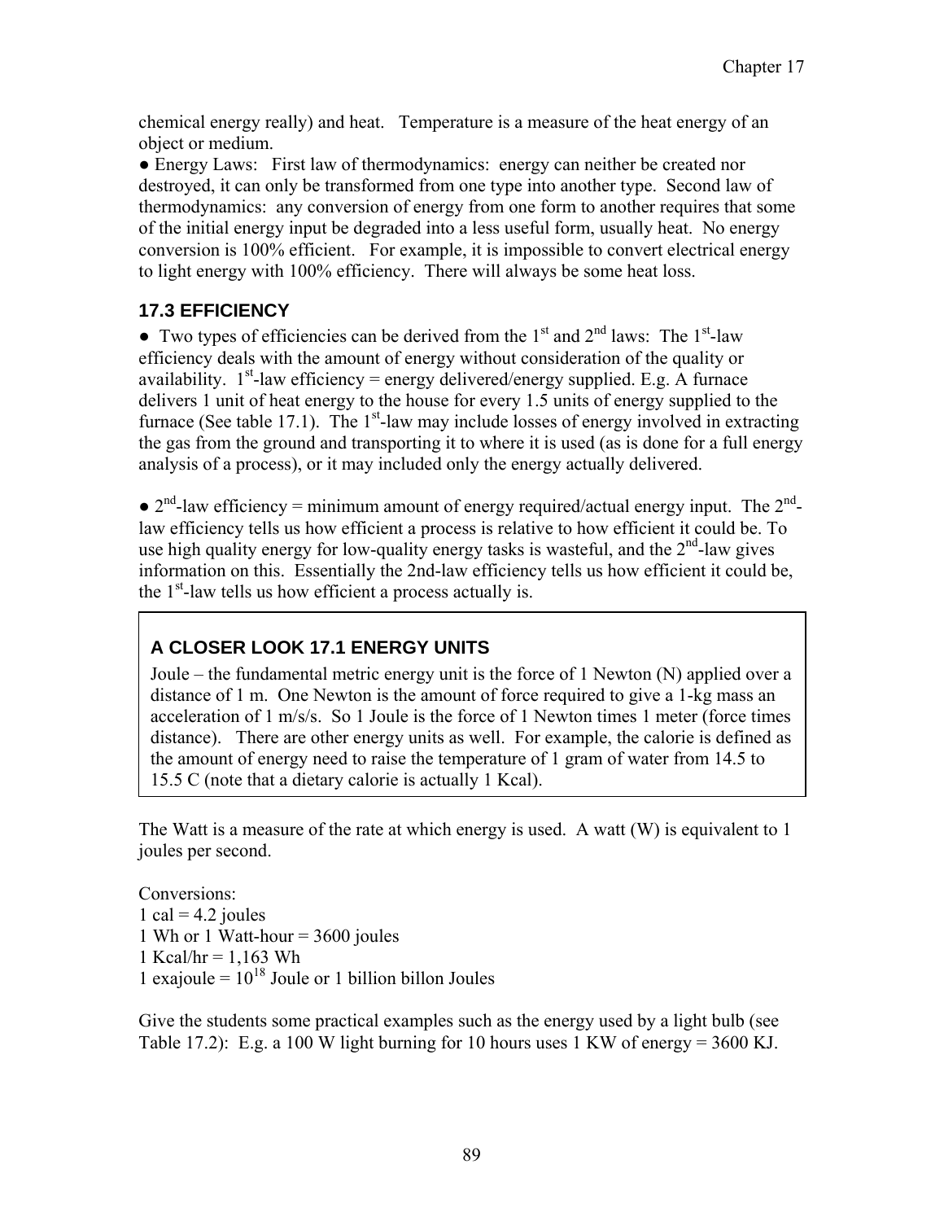chemical energy really) and heat. Temperature is a measure of the heat energy of an object or medium.

● Energy Laws: First law of thermodynamics: energy can neither be created nor destroyed, it can only be transformed from one type into another type. Second law of thermodynamics: any conversion of energy from one form to another requires that some of the initial energy input be degraded into a less useful form, usually heat. No energy conversion is 100% efficient. For example, it is impossible to convert electrical energy to light energy with 100% efficiency. There will always be some heat loss.

### 17.3 EFFICIENCY

● Two types of efficiencies can be derived from the 1$^{st}$ and 2$^{nd}$ laws: The 1$^{st}$-law efficiency deals with the amount of energy without consideration of the quality or availability. 1$^{st}$-law efficiency = energy delivered/energy supplied. E.g. A furnace delivers 1 unit of heat energy to the house for every 1.5 units of energy supplied to the furnace (See table 17.1). The 1$^{st}$-law may include losses of energy involved in extracting the gas from the ground and transporting it to where it is used (as is done for a full energy analysis of a process), or it may included only the energy actually delivered.

● 2$^{nd}$-law efficiency = minimum amount of energy required/actual energy input. The 2$^{nd}$-law efficiency tells us how efficient a process is relative to how efficient it could be. To use high quality energy for low-quality energy tasks is wasteful, and the 2$^{nd}$-law gives information on this. Essentially the 2nd-law efficiency tells us how efficient it could be, the 1$^{st}$-law tells us how efficient a process actually is.

#### A CLOSER LOOK 17.1 ENERGY UNITS

Joule – the fundamental metric energy unit is the force of 1 Newton (N) applied over a distance of 1 m. One Newton is the amount of force required to give a 1-kg mass an acceleration of 1 m/s/s. So 1 Joule is the force of 1 Newton times 1 meter (force times distance). There are other energy units as well. For example, the calorie is defined as the amount of energy need to raise the temperature of 1 gram of water from 14.5 to 15.5 C (note that a dietary calorie is actually 1 Kcal).

The Watt is a measure of the rate at which energy is used. A watt (W) is equivalent to 1 joules per second.

Conversions:
1 cal = 4.2 joules
1 Wh or 1 Watt-hour = 3600 joules
1 Kcal/hr = 1,163 Wh
1 exajoule = $10^{18}$ Joule or 1 billion billon Joules

Give the students some practical examples such as the energy used by a light bulb (see Table 17.2): E.g. a 100 W light burning for 10 hours uses 1 KW of energy = 3600 KJ.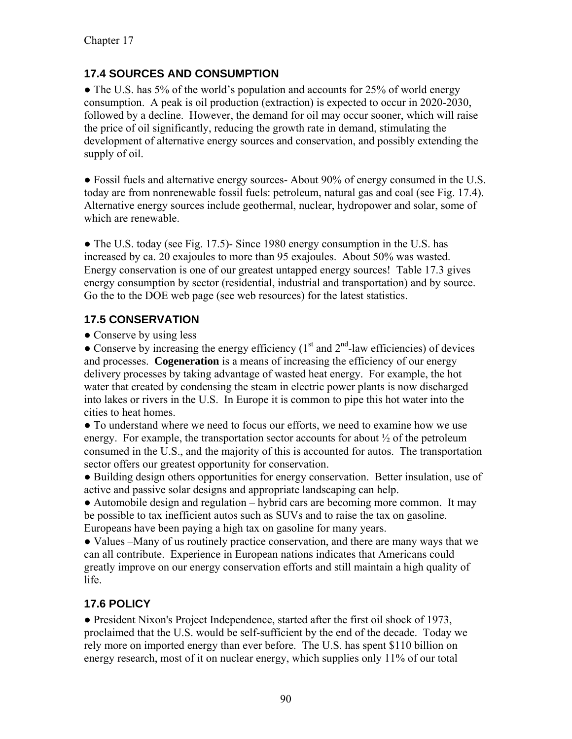## 17.4 SOURCES AND CONSUMPTION

- The U.S. has 5% of the world's population and accounts for 25% of world energy consumption. A peak is oil production (extraction) is expected to occur in 2020-2030, followed by a decline. However, the demand for oil may occur sooner, which will raise the price of oil significantly, reducing the growth rate in demand, stimulating the development of alternative energy sources and conservation, and possibly extending the supply of oil.

- Fossil fuels and alternative energy sources- About 90% of energy consumed in the U.S. today are from nonrenewable fossil fuels: petroleum, natural gas and coal (see Fig. 17.4). Alternative energy sources include geothermal, nuclear, hydropower and solar, some of which are renewable.

- The U.S. today (see Fig. 17.5)- Since 1980 energy consumption in the U.S. has increased by ca. 20 exajoules to more than 95 exajoules. About 50% was wasted. Energy conservation is one of our greatest untapped energy sources! Table 17.3 gives energy consumption by sector (residential, industrial and transportation) and by source. Go the to the DOE web page (see web resources) for the latest statistics.

## 17.5 CONSERVATION

- Conserve by using less
- Conserve by increasing the energy efficiency (1st and 2nd-law efficiencies) of devices and processes. **Cogeneration** is a means of increasing the efficiency of our energy delivery processes by taking advantage of wasted heat energy. For example, the hot water that created by condensing the steam in electric power plants is now discharged into lakes or rivers in the U.S. In Europe it is common to pipe this hot water into the cities to heat homes.
- To understand where we need to focus our efforts, we need to examine how we use energy. For example, the transportation sector accounts for about ½ of the petroleum consumed in the U.S., and the majority of this is accounted for autos. The transportation sector offers our greatest opportunity for conservation.
- Building design others opportunities for energy conservation. Better insulation, use of active and passive solar designs and appropriate landscaping can help.
- Automobile design and regulation – hybrid cars are becoming more common. It may be possible to tax inefficient autos such as SUVs and to raise the tax on gasoline. Europeans have been paying a high tax on gasoline for many years.
- Values –Many of us routinely practice conservation, and there are many ways that we can all contribute. Experience in European nations indicates that Americans could greatly improve on our energy conservation efforts and still maintain a high quality of life.

## 17.6 POLICY

- President Nixon's Project Independence, started after the first oil shock of 1973, proclaimed that the U.S. would be self-sufficient by the end of the decade. Today we rely more on imported energy than ever before. The U.S. has spent $110 billion on energy research, most of it on nuclear energy, which supplies only 11% of our total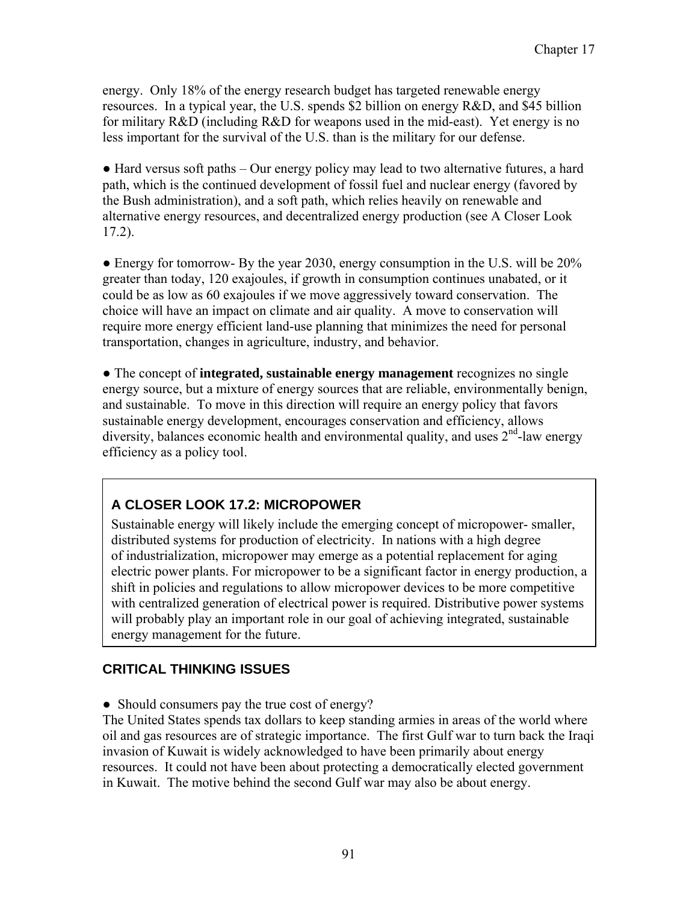energy. Only 18% of the energy research budget has targeted renewable energy resources. In a typical year, the U.S. spends $2 billion on energy R&D, and $45 billion for military R&D (including R&D for weapons used in the mid-east). Yet energy is no less important for the survival of the U.S. than is the military for our defense.

● Hard versus soft paths – Our energy policy may lead to two alternative futures, a hard path, which is the continued development of fossil fuel and nuclear energy (favored by the Bush administration), and a soft path, which relies heavily on renewable and alternative energy resources, and decentralized energy production (see A Closer Look 17.2).

● Energy for tomorrow- By the year 2030, energy consumption in the U.S. will be 20% greater than today, 120 exajoules, if growth in consumption continues unabated, or it could be as low as 60 exajoules if we move aggressively toward conservation. The choice will have an impact on climate and air quality. A move to conservation will require more energy efficient land-use planning that minimizes the need for personal transportation, changes in agriculture, industry, and behavior.

● The concept of **integrated, sustainable energy management** recognizes no single energy source, but a mixture of energy sources that are reliable, environmentally benign, and sustainable. To move in this direction will require an energy policy that favors sustainable energy development, encourages conservation and efficiency, allows diversity, balances economic health and environmental quality, and uses 2nd-law energy efficiency as a policy tool.

### A CLOSER LOOK 17.2: MICROPOWER

Sustainable energy will likely include the emerging concept of micropower- smaller, distributed systems for production of electricity. In nations with a high degree of industrialization, micropower may emerge as a potential replacement for aging electric power plants. For micropower to be a significant factor in energy production, a shift in policies and regulations to allow micropower devices to be more competitive with centralized generation of electrical power is required. Distributive power systems will probably play an important role in our goal of achieving integrated, sustainable energy management for the future.

## CRITICAL THINKING ISSUES

● Should consumers pay the true cost of energy?

The United States spends tax dollars to keep standing armies in areas of the world where oil and gas resources are of strategic importance. The first Gulf war to turn back the Iraqi invasion of Kuwait is widely acknowledged to have been primarily about energy resources. It could not have been about protecting a democratically elected government in Kuwait. The motive behind the second Gulf war may also be about energy.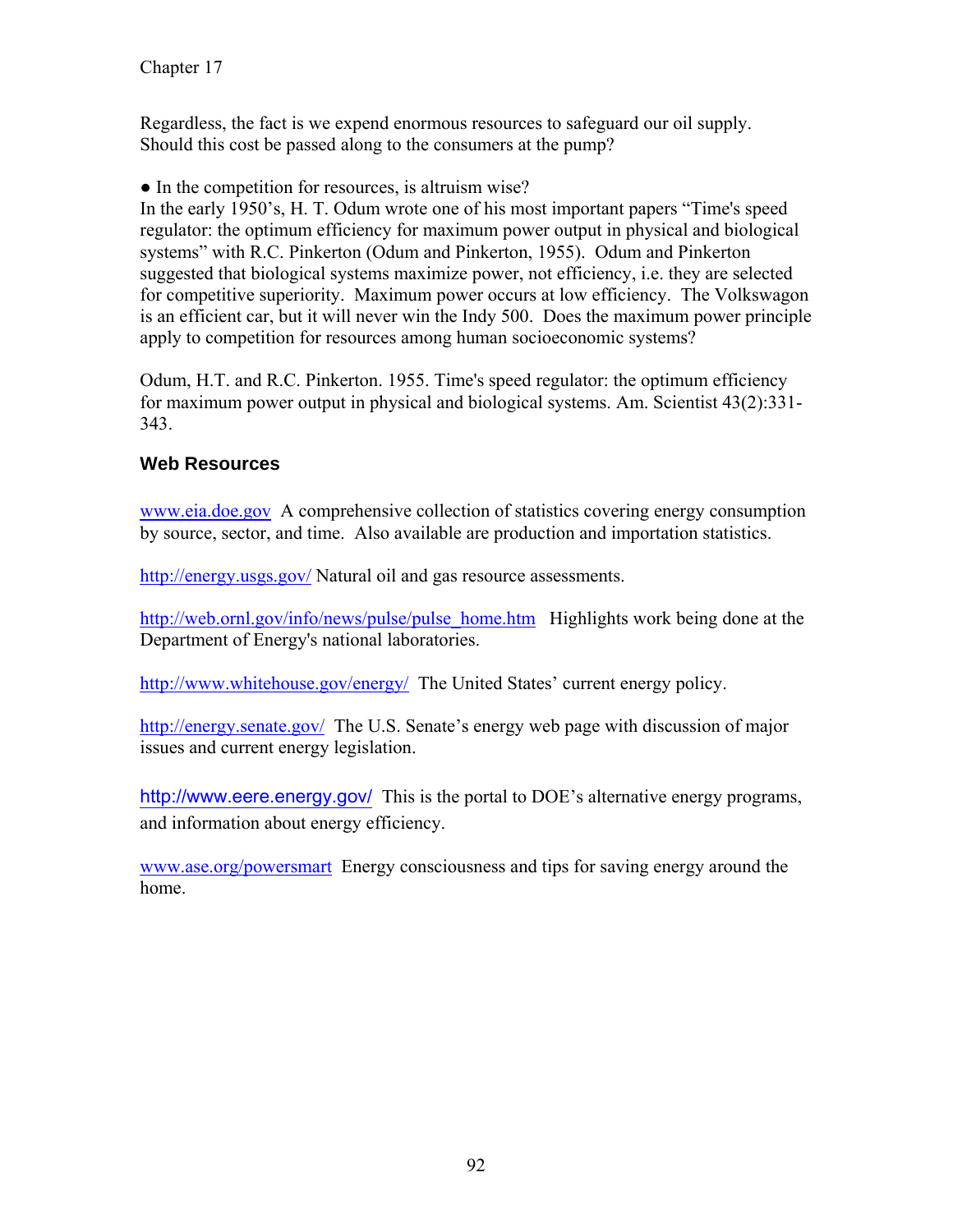Regardless, the fact is we expend enormous resources to safeguard our oil supply. Should this cost be passed along to the consumers at the pump?

● In the competition for resources, is altruism wise?

In the early 1950's, H. T. Odum wrote one of his most important papers "Time's speed regulator: the optimum efficiency for maximum power output in physical and biological systems" with R.C. Pinkerton (Odum and Pinkerton, 1955). Odum and Pinkerton suggested that biological systems maximize power, not efficiency, i.e. they are selected for competitive superiority. Maximum power occurs at low efficiency. The Volkswagon is an efficient car, but it will never win the Indy 500. Does the maximum power principle apply to competition for resources among human socioeconomic systems?

Odum, H.T. and R.C. Pinkerton. 1955. Time's speed regulator: the optimum efficiency for maximum power output in physical and biological systems. Am. Scientist 43(2):331-343.

### Web Resources

www.eia.doe.gov A comprehensive collection of statistics covering energy consumption by source, sector, and time. Also available are production and importation statistics.

http://energy.usgs.gov/ Natural oil and gas resource assessments.

http://web.ornl.gov/info/news/pulse/pulse_home.htm Highlights work being done at the Department of Energy's national laboratories.

http://www.whitehouse.gov/energy/ The United States' current energy policy.

http://energy.senate.gov/ The U.S. Senate's energy web page with discussion of major issues and current energy legislation.

http://www.eere.energy.gov/ This is the portal to DOE's alternative energy programs, and information about energy efficiency.

www.ase.org/powersmart Energy consciousness and tips for saving energy around the home.